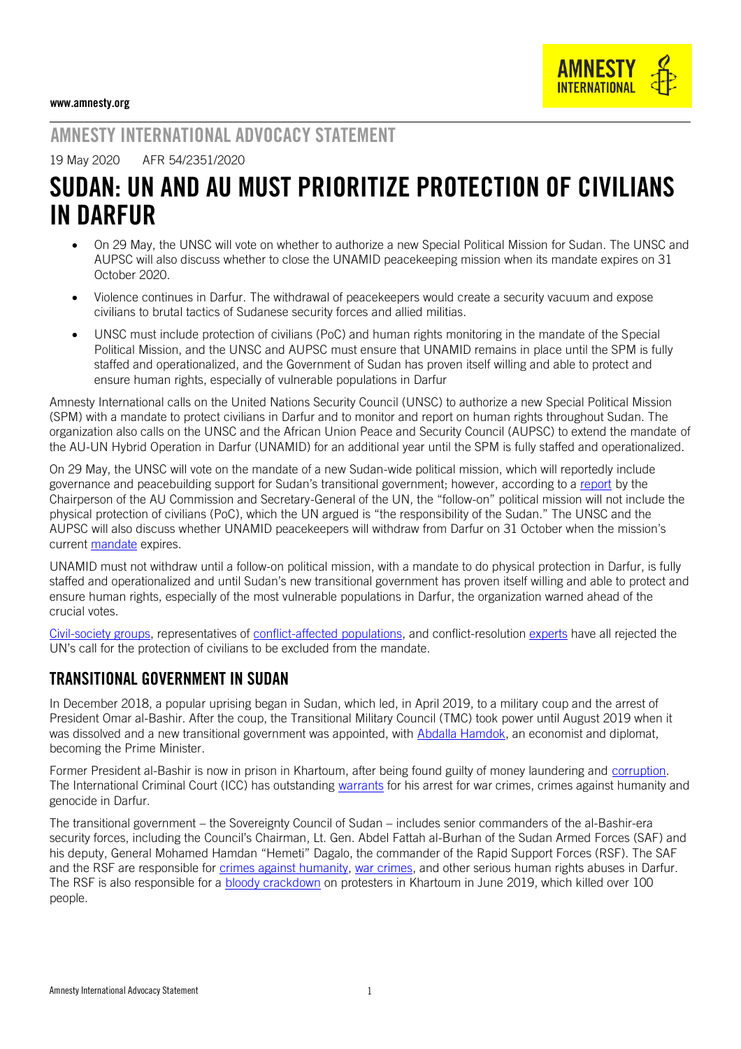www.amnesty.org

AMNESTY INTERNATIONAL ADVOCACY STATEMENT

19 May 2020 AFR 54/2351/2020

# SUDAN: UN AND AU MUST PRIORITIZE PROTECTION OF CIVILIANS IN DARFUR

- On 29 May, the UNSC will vote on whether to authorize a new Special Political Mission for Sudan. The UNSC and AUPSC will also discuss whether to close the UNAMID peacekeeping mission when its mandate expires on 31 October 2020.
- Violence continues in Darfur. The withdrawal of peacekeepers would create a security vacuum and expose civilians to brutal tactics of Sudanese security forces and allied militias.
- UNSC must include protection of civilians (PoC) and human rights monitoring in the mandate of the Special Political Mission, and the UNSC and AUPSC must ensure that UNAMID remains in place until the SPM is fully staffed and operationalized, and the Government of Sudan has proven itself willing and able to protect and ensure human rights, especially of vulnerable populations in Darfur

Amnesty International calls on the United Nations Security Council (UNSC) to authorize a new Special Political Mission (SPM) with a mandate to protect civilians in Darfur and to monitor and report on human rights throughout Sudan. The organization also calls on the UNSC and the African Union Peace and Security Council (AUPSC) to extend the mandate of the AU-UN Hybrid Operation in Darfur (UNAMID) for an additional year until the SPM is fully staffed and operationalized.

On 29 May, the UNSC will vote on the mandate of a new Sudan-wide political mission, which will reportedly include governance and peacebuilding support for Sudan's transitional government; however, according to a report by the Chairperson of the AU Commission and Secretary-General of the UN, the "follow-on" political mission will not include the physical protection of civilians (PoC), which the UN argued is "the responsibility of the Sudan." The UNSC and the AUPSC will also discuss whether UNAMID peacekeepers will withdraw from Darfur on 31 October when the mission's current mandate expires.

UNAMID must not withdraw until a follow-on political mission, with a mandate to do physical protection in Darfur, is fully staffed and operationalized and until Sudan's new transitional government has proven itself willing and able to protect and ensure human rights, especially of the most vulnerable populations in Darfur, the organization warned ahead of the crucial votes.

Civil-society groups, representatives of conflict-affected populations, and conflict-resolution experts have all rejected the UN's call for the protection of civilians to be excluded from the mandate.

## TRANSITIONAL GOVERNMENT IN SUDAN

In December 2018, a popular uprising began in Sudan, which led, in April 2019, to a military coup and the arrest of President Omar al-Bashir. After the coup, the Transitional Military Council (TMC) took power until August 2019 when it was dissolved and a new transitional government was appointed, with Abdalla Hamdok, an economist and diplomat, becoming the Prime Minister.

Former President al-Bashir is now in prison in Khartoum, after being found guilty of money laundering and corruption. The International Criminal Court (ICC) has outstanding warrants for his arrest for war crimes, crimes against humanity and genocide in Darfur.

The transitional government – the Sovereignty Council of Sudan – includes senior commanders of the al-Bashir-era security forces, including the Council's Chairman, Lt. Gen. Abdel Fattah al-Burhan of the Sudan Armed Forces (SAF) and his deputy, General Mohamed Hamdan "Hemeti" Dagalo, the commander of the Rapid Support Forces (RSF). The SAF and the RSF are responsible for crimes against humanity, war crimes, and other serious human rights abuses in Darfur. The RSF is also responsible for a bloody crackdown on protesters in Khartoum in June 2019, which killed over 100 people.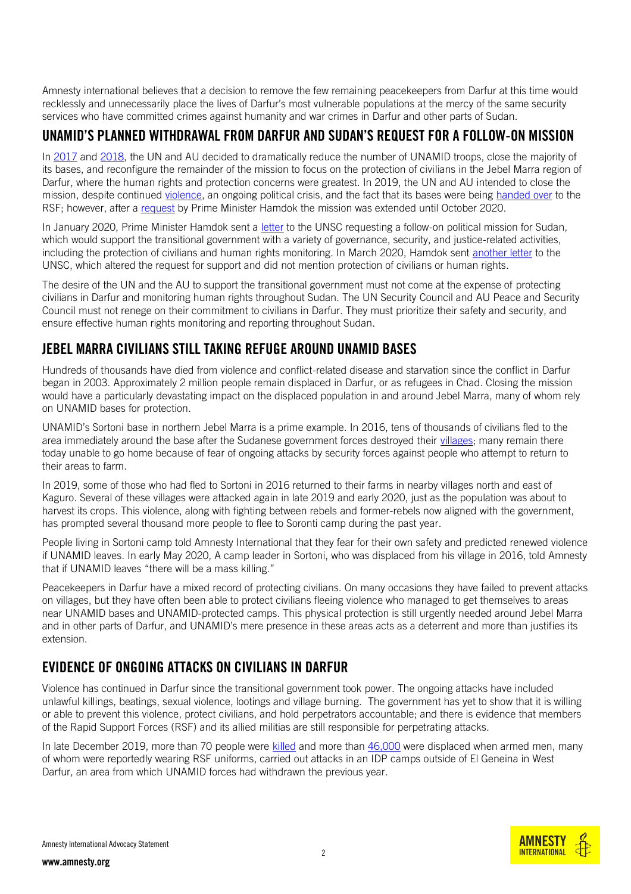Amnesty international believes that a decision to remove the few remaining peacekeepers from Darfur at this time would recklessly and unnecessarily place the lives of Darfur's most vulnerable populations at the mercy of the same security services who have committed crimes against humanity and war crimes in Darfur and other parts of Sudan.

## UNAMID'S PLANNED WITHDRAWAL FROM DARFUR AND SUDAN'S REQUEST FOR A FOLLOW-ON MISSION

In 2017 and 2018, the UN and AU decided to dramatically reduce the number of UNAMID troops, close the majority of its bases, and reconfigure the remainder of the mission to focus on the protection of civilians in the Jebel Marra region of Darfur, where the human rights and protection concerns were greatest. In 2019, the UN and AU intended to close the mission, despite continued violence, an ongoing political crisis, and the fact that its bases were being handed over to the RSF; however, after a request by Prime Minister Hamdok the mission was extended until October 2020.

In January 2020, Prime Minister Hamdok sent a letter to the UNSC requesting a follow-on political mission for Sudan, which would support the transitional government with a variety of governance, security, and justice-related activities, including the protection of civilians and human rights monitoring. In March 2020, Hamdok sent another letter to the UNSC, which altered the request for support and did not mention protection of civilians or human rights.

The desire of the UN and the AU to support the transitional government must not come at the expense of protecting civilians in Darfur and monitoring human rights throughout Sudan. The UN Security Council and AU Peace and Security Council must not renege on their commitment to civilians in Darfur. They must prioritize their safety and security, and ensure effective human rights monitoring and reporting throughout Sudan.

## JEBEL MARRA CIVILIANS STILL TAKING REFUGE AROUND UNAMID BASES

Hundreds of thousands have died from violence and conflict-related disease and starvation since the conflict in Darfur began in 2003. Approximately 2 million people remain displaced in Darfur, or as refugees in Chad. Closing the mission would have a particularly devastating impact on the displaced population in and around Jebel Marra, many of whom rely on UNAMID bases for protection.

UNAMID's Sortoni base in northern Jebel Marra is a prime example. In 2016, tens of thousands of civilians fled to the area immediately around the base after the Sudanese government forces destroyed their villages; many remain there today unable to go home because of fear of ongoing attacks by security forces against people who attempt to return to their areas to farm.

In 2019, some of those who had fled to Sortoni in 2016 returned to their farms in nearby villages north and east of Kaguro. Several of these villages were attacked again in late 2019 and early 2020, just as the population was about to harvest its crops. This violence, along with fighting between rebels and former-rebels now aligned with the government, has prompted several thousand more people to flee to Soronti camp during the past year.

People living in Sortoni camp told Amnesty International that they fear for their own safety and predicted renewed violence if UNAMID leaves. In early May 2020, A camp leader in Sortoni, who was displaced from his village in 2016, told Amnesty that if UNAMID leaves "there will be a mass killing."

Peacekeepers in Darfur have a mixed record of protecting civilians. On many occasions they have failed to prevent attacks on villages, but they have often been able to protect civilians fleeing violence who managed to get themselves to areas near UNAMID bases and UNAMID-protected camps. This physical protection is still urgently needed around Jebel Marra and in other parts of Darfur, and UNAMID's mere presence in these areas acts as a deterrent and more than justifies its extension.

## EVIDENCE OF ONGOING ATTACKS ON CIVILIANS IN DARFUR

Violence has continued in Darfur since the transitional government took power. The ongoing attacks have included unlawful killings, beatings, sexual violence, lootings and village burning. The government has yet to show that it is willing or able to prevent this violence, protect civilians, and hold perpetrators accountable; and there is evidence that members of the Rapid Support Forces (RSF) and its allied militias are still responsible for perpetrating attacks.

In late December 2019, more than 70 people were killed and more than 46,000 were displaced when armed men, many of whom were reportedly wearing RSF uniforms, carried out attacks in an IDP camps outside of El Geneina in West Darfur, an area from which UNAMID forces had withdrawn the previous year.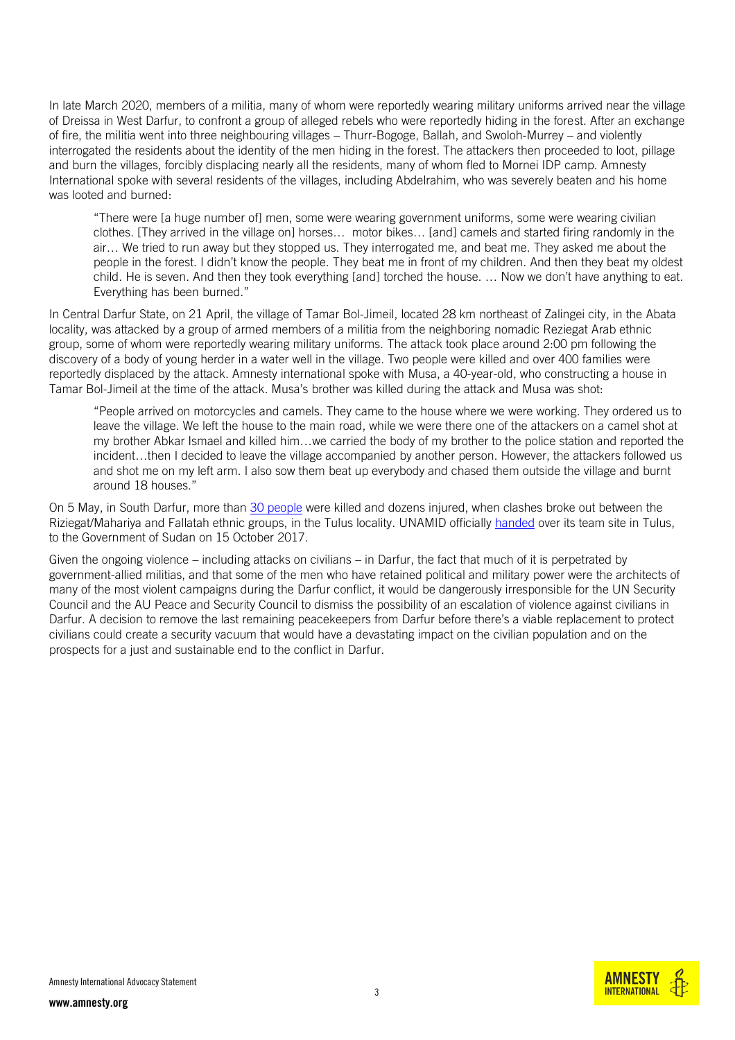In late March 2020, members of a militia, many of whom were reportedly wearing military uniforms arrived near the village of Dreissa in West Darfur, to confront a group of alleged rebels who were reportedly hiding in the forest. After an exchange of fire, the militia went into three neighbouring villages – Thurr-Bogoge, Ballah, and Swoloh-Murrey – and violently interrogated the residents about the identity of the men hiding in the forest. The attackers then proceeded to loot, pillage and burn the villages, forcibly displacing nearly all the residents, many of whom fled to Mornei IDP camp. Amnesty International spoke with several residents of the villages, including Abdelrahim, who was severely beaten and his home was looted and burned:

> "There were [a huge number of] men, some were wearing government uniforms, some were wearing civilian clothes. [They arrived in the village on] horses… motor bikes… [and] camels and started firing randomly in the air… We tried to run away but they stopped us. They interrogated me, and beat me. They asked me about the people in the forest. I didn't know the people. They beat me in front of my children. And then they beat my oldest child. He is seven. And then they took everything [and] torched the house. … Now we don't have anything to eat. Everything has been burned."

In Central Darfur State, on 21 April, the village of Tamar Bol-Jimeil, located 28 km northeast of Zalingei city, in the Abata locality, was attacked by a group of armed members of a militia from the neighboring nomadic Reziegat Arab ethnic group, some of whom were reportedly wearing military uniforms. The attack took place around 2:00 pm following the discovery of a body of young herder in a water well in the village. Two people were killed and over 400 families were reportedly displaced by the attack. Amnesty international spoke with Musa, a 40-year-old, who constructing a house in Tamar Bol-Jimeil at the time of the attack. Musa's brother was killed during the attack and Musa was shot:

> "People arrived on motorcycles and camels. They came to the house where we were working. They ordered us to leave the village. We left the house to the main road, while we were there one of the attackers on a camel shot at my brother Abkar Ismael and killed him…we carried the body of my brother to the police station and reported the incident…then I decided to leave the village accompanied by another person. However, the attackers followed us and shot me on my left arm. I also sow them beat up everybody and chased them outside the village and burnt around 18 houses."

On 5 May, in South Darfur, more than 30 people were killed and dozens injured, when clashes broke out between the Riziegat/Mahariya and Fallatah ethnic groups, in the Tulus locality. UNAMID officially handed over its team site in Tulus, to the Government of Sudan on 15 October 2017.

Given the ongoing violence – including attacks on civilians – in Darfur, the fact that much of it is perpetrated by government-allied militias, and that some of the men who have retained political and military power were the architects of many of the most violent campaigns during the Darfur conflict, it would be dangerously irresponsible for the UN Security Council and the AU Peace and Security Council to dismiss the possibility of an escalation of violence against civilians in Darfur. A decision to remove the last remaining peacekeepers from Darfur before there's a viable replacement to protect civilians could create a security vacuum that would have a devastating impact on the civilian population and on the prospects for a just and sustainable end to the conflict in Darfur.